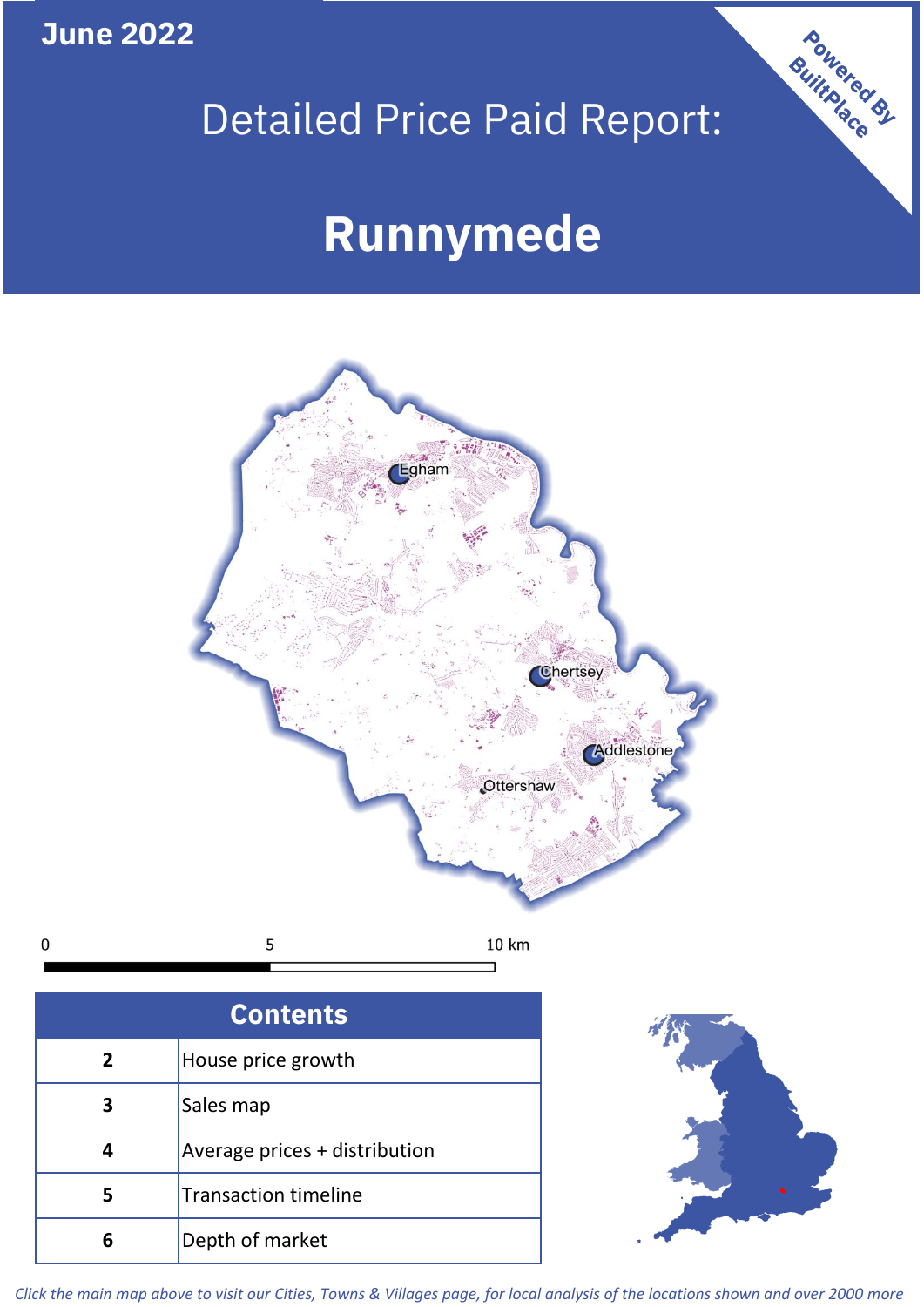June 2022

Powered By BuiltPlace

# Detailed Price Paid Report:

# Runnymede

| Contents | |
|---|---|
| 2 | House price growth |
| 3 | Sales map |
| 4 | Average prices + distribution |
| 5 | Transaction timeline |
| 6 | Depth of market |

*Click the main map above to visit our Cities, Towns & Villages page, for local analysis of the locations shown and over 2000 more*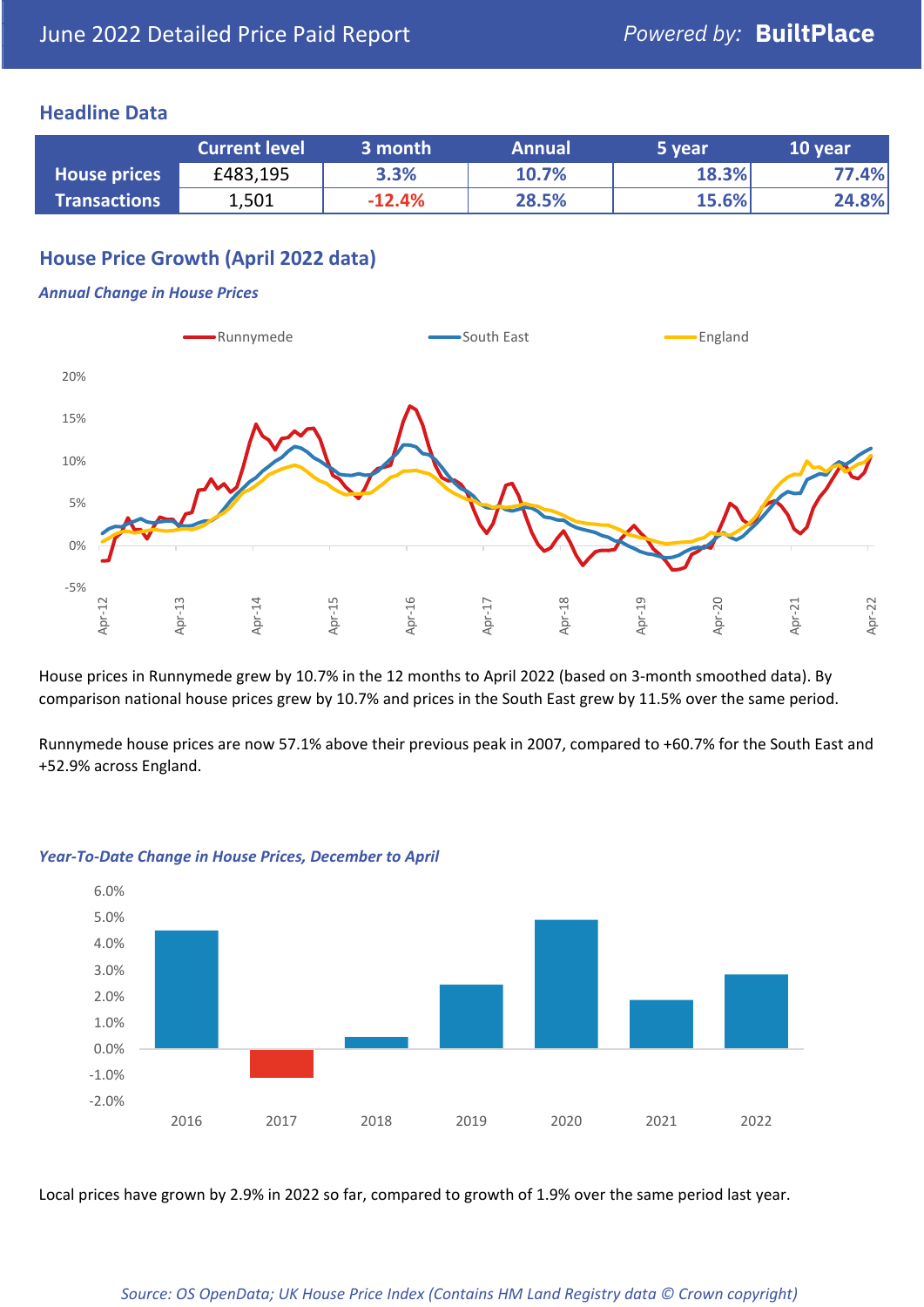June 2022 Detailed Price Paid Report

*Powered by:* **BuiltPlace**

## Headline Data

| | Current level | 3 month | Annual | 5 year | 10 year |
|---|---|---|---|---|---|
| **House prices** | £483,195 | 3.3% | 10.7% | 18.3% | 77.4% |
| **Transactions** | 1,501 | -12.4% | 28.5% | 15.6% | 24.8% |

## House Price Growth (April 2022 data)

*Annual Change in House Prices*

House prices in Runnymede grew by 10.7% in the 12 months to April 2022 (based on 3-month smoothed data). By comparison national house prices grew by 10.7% and prices in the South East grew by 11.5% over the same period.

Runnymede house prices are now 57.1% above their previous peak in 2007, compared to +60.7% for the South East and +52.9% across England.

*Year-To-Date Change in House Prices, December to April*

Local prices have grown by 2.9% in 2022 so far, compared to growth of 1.9% over the same period last year.

*Source: OS OpenData; UK House Price Index (Contains HM Land Registry data © Crown copyright)*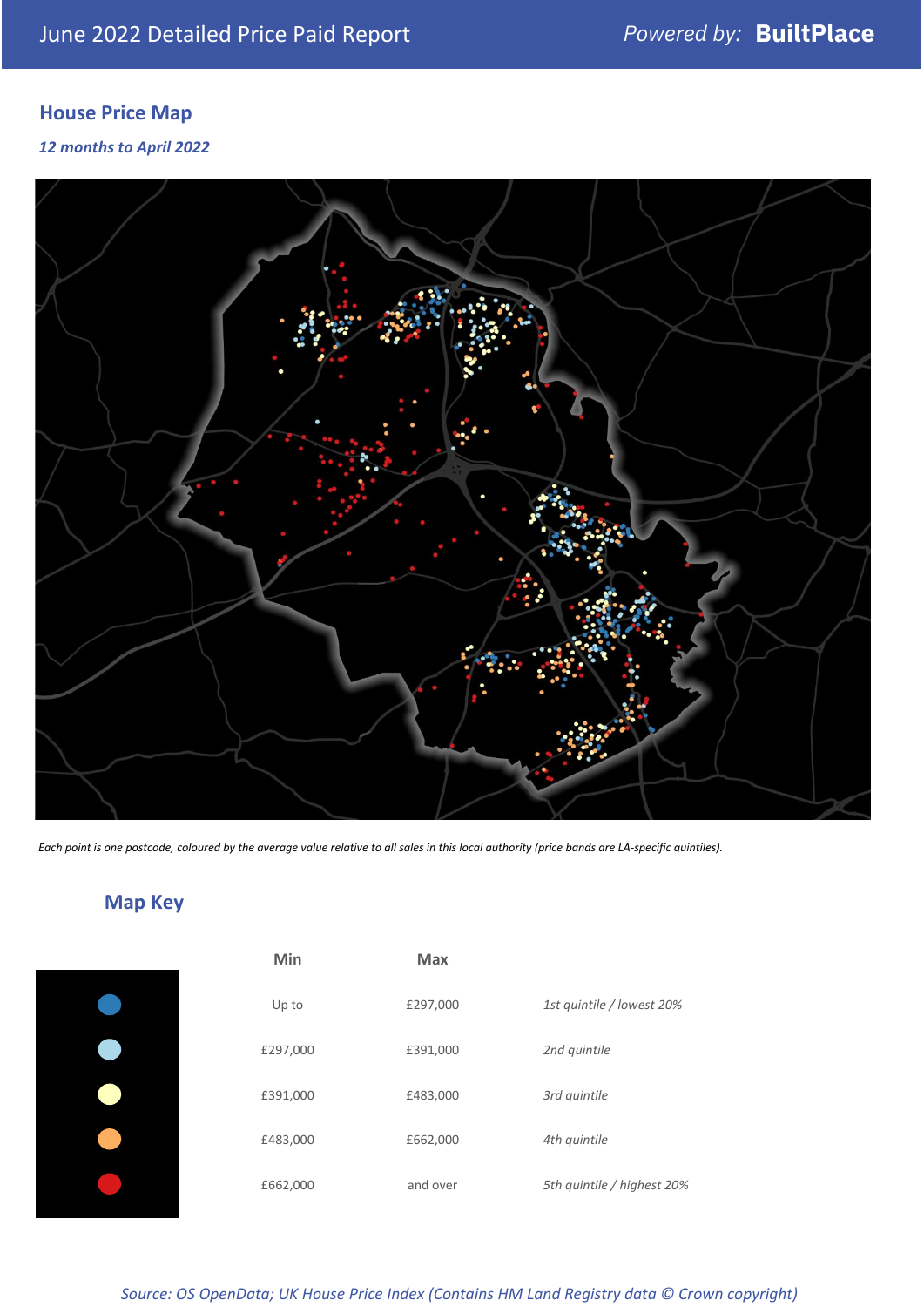June 2022 Detailed Price Paid Report

*Powered by:* **BuiltPlace**

## House Price Map

*12 months to April 2022*

*Each point is one postcode, coloured by the average value relative to all sales in this local authority (price bands are LA-specific quintiles).*

## Map Key

| | Min | Max | |
|---|---|---|---|
| Dark blue | Up to | £297,000 | *1st quintile / lowest 20%* |
| Light blue | £297,000 | £391,000 | *2nd quintile* |
| Pale yellow | £391,000 | £483,000 | *3rd quintile* |
| Orange | £483,000 | £662,000 | *4th quintile* |
| Red | £662,000 | and over | *5th quintile / highest 20%* |

*Source: OS OpenData; UK House Price Index (Contains HM Land Registry data © Crown copyright)*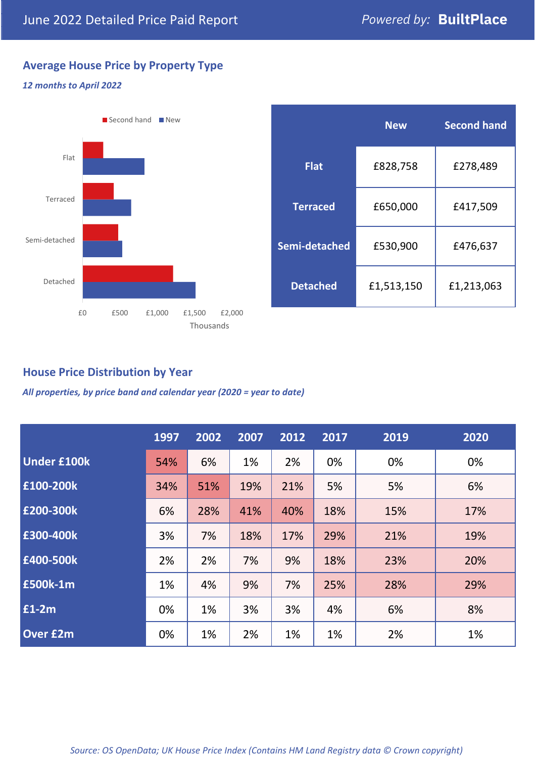June 2022 Detailed Price Paid Report

*Powered by:* **BuiltPlace**

## Average House Price by Property Type

*12 months to April 2022*

| | New | Second hand |
|---|---|---|
| **Flat** | £828,758 | £278,489 |
| **Terraced** | £650,000 | £417,509 |
| **Semi-detached** | £530,900 | £476,637 |
| **Detached** | £1,513,150 | £1,213,063 |

## House Price Distribution by Year

*All properties, by price band and calendar year (2020 = year to date)*

| | 1997 | 2002 | 2007 | 2012 | 2017 | 2019 | 2020 |
|---|---|---|---|---|---|---|---|
| **Under £100k** | 54% | 6% | 1% | 2% | 0% | 0% | 0% |
| **£100-200k** | 34% | 51% | 19% | 21% | 5% | 5% | 6% |
| **£200-300k** | 6% | 28% | 41% | 40% | 18% | 15% | 17% |
| **£300-400k** | 3% | 7% | 18% | 17% | 29% | 21% | 19% |
| **£400-500k** | 2% | 2% | 7% | 9% | 18% | 23% | 20% |
| **£500k-1m** | 1% | 4% | 9% | 7% | 25% | 28% | 29% |
| **£1-2m** | 0% | 1% | 3% | 3% | 4% | 6% | 8% |
| **Over £2m** | 0% | 1% | 2% | 1% | 1% | 2% | 1% |

*Source: OS OpenData; UK House Price Index (Contains HM Land Registry data © Crown copyright)*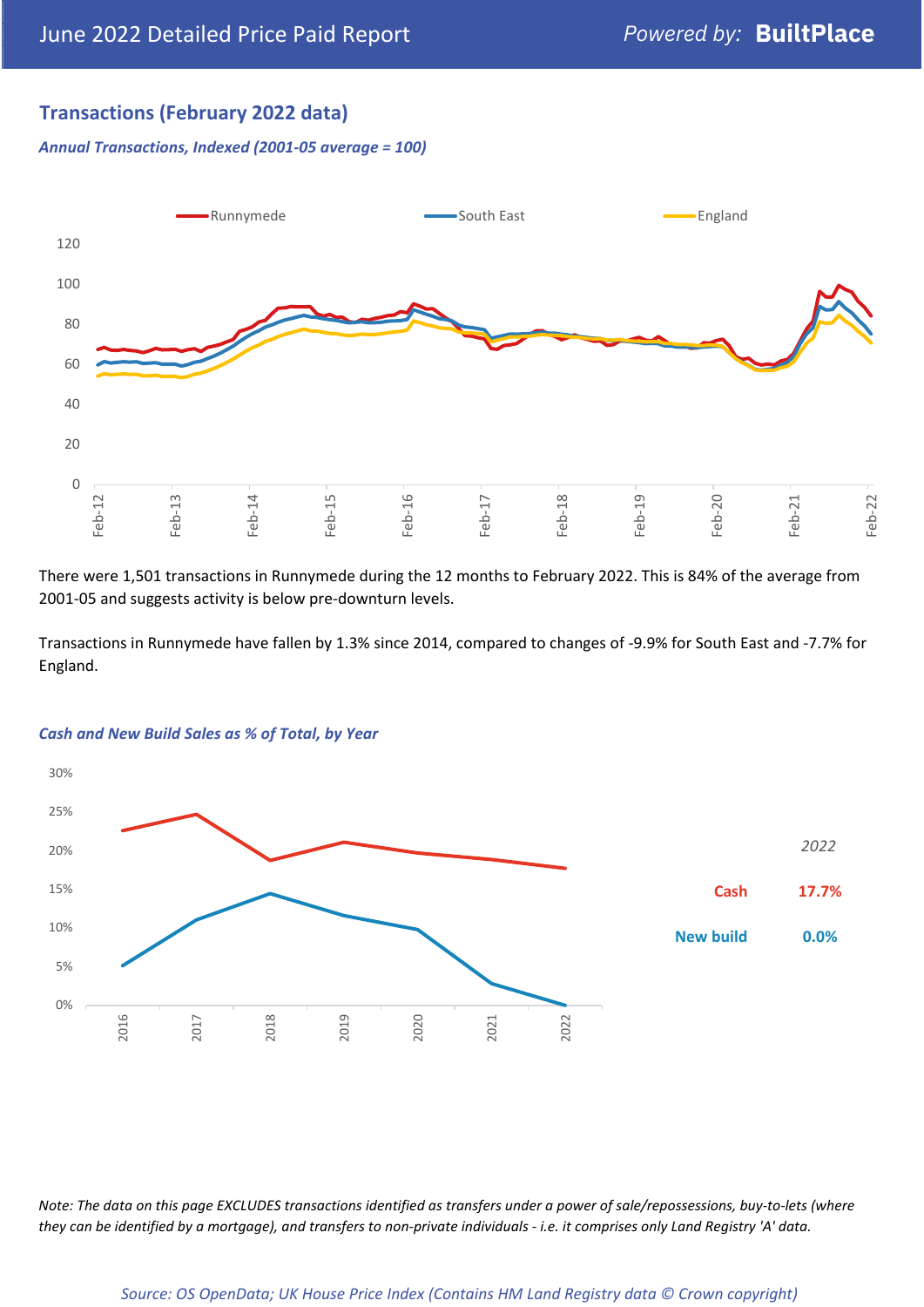## Transactions (February 2022 data)

*Annual Transactions, Indexed (2001-05 average = 100)*

There were 1,501 transactions in Runnymede during the 12 months to February 2022. This is 84% of the average from 2001-05 and suggests activity is below pre-downturn levels.

Transactions in Runnymede have fallen by 1.3% since 2014, compared to changes of -9.9% for South East and -7.7% for England.

*Cash and New Build Sales as % of Total, by Year*

| *2022* | |
|---|---|
| Cash | 17.7% |
| New build | 0.0% |

*Note: The data on this page EXCLUDES transactions identified as transfers under a power of sale/repossessions, buy-to-lets (where they can be identified by a mortgage), and transfers to non-private individuals - i.e. it comprises only Land Registry 'A' data.*

*Source: OS OpenData; UK House Price Index (Contains HM Land Registry data © Crown copyright)*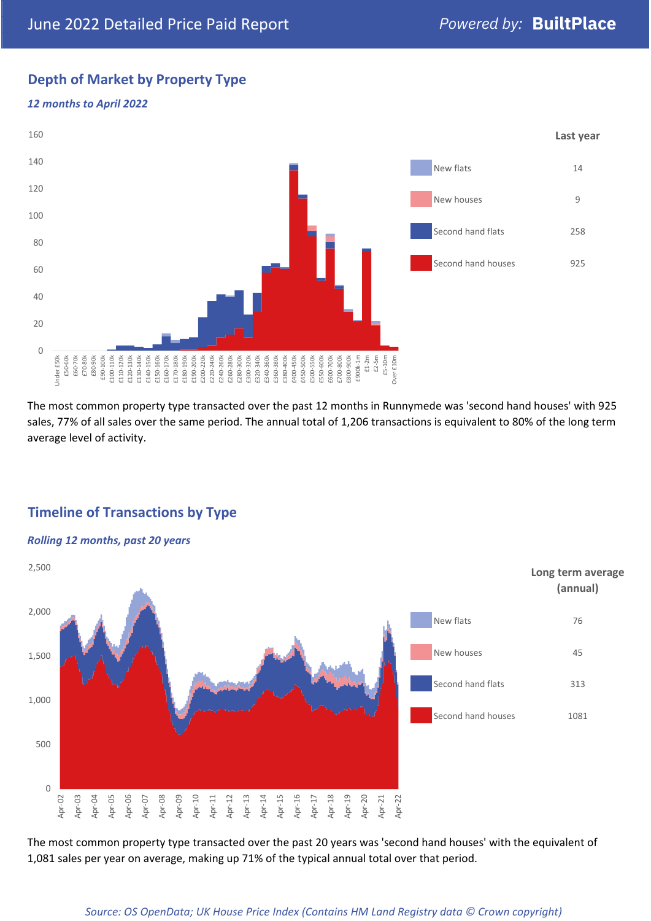## Depth of Market by Property Type

*12 months to April 2022*

Last year

New flats 14

New houses 9

Second hand flats 258

Second hand houses 925

The most common property type transacted over the past 12 months in Runnymede was 'second hand houses' with 925 sales, 77% of all sales over the same period. The annual total of 1,206 transactions is equivalent to 80% of the long term average level of activity.

## Timeline of Transactions by Type

*Rolling 12 months, past 20 years*

Long term average (annual)

New flats 76

New houses 45

Second hand flats 313

Second hand houses 1081

The most common property type transacted over the past 20 years was 'second hand houses' with the equivalent of 1,081 sales per year on average, making up 71% of the typical annual total over that period.

*Source: OS OpenData; UK House Price Index (Contains HM Land Registry data © Crown copyright)*